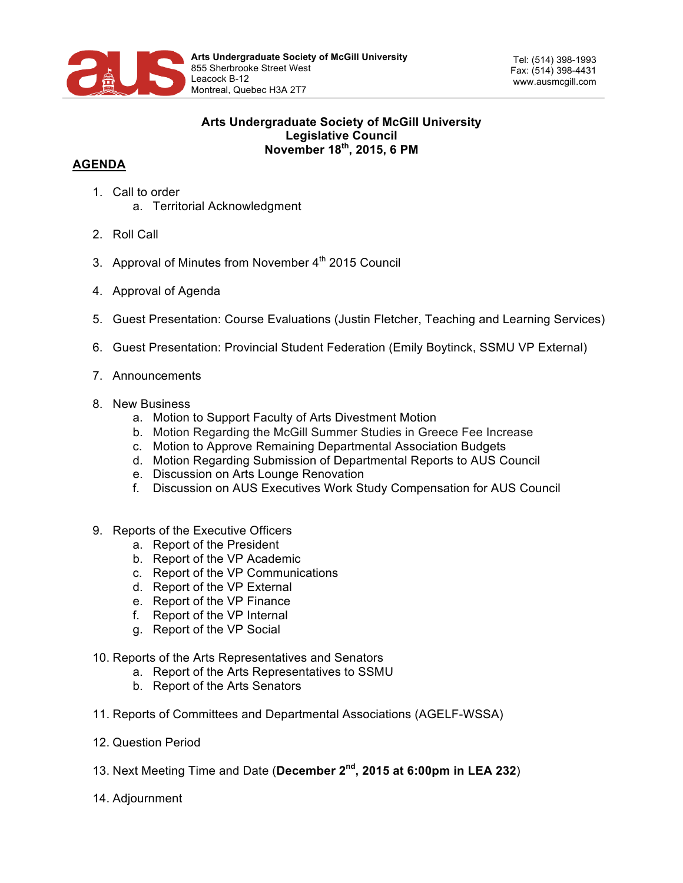Arts Undergraduate Society of McGill University
855 Sherbrooke Street West
Leacock B-12
Montreal, Quebec H3A 2T7

Tel: (514) 398-1993
Fax: (514) 398-4431
www.ausmcgill.com

**Arts Undergraduate Society of McGill University**
**Legislative Council**
**November 18th, 2015, 6 PM**

## AGENDA

1. Call to order
   a. Territorial Acknowledgment

2. Roll Call

3. Approval of Minutes from November 4th 2015 Council

4. Approval of Agenda

5. Guest Presentation: Course Evaluations (Justin Fletcher, Teaching and Learning Services)

6. Guest Presentation: Provincial Student Federation (Emily Boytinck, SSMU VP External)

7. Announcements

8. New Business
   a. Motion to Support Faculty of Arts Divestment Motion
   b. Motion Regarding the McGill Summer Studies in Greece Fee Increase
   c. Motion to Approve Remaining Departmental Association Budgets
   d. Motion Regarding Submission of Departmental Reports to AUS Council
   e. Discussion on Arts Lounge Renovation
   f. Discussion on AUS Executives Work Study Compensation for AUS Council

9. Reports of the Executive Officers
   a. Report of the President
   b. Report of the VP Academic
   c. Report of the VP Communications
   d. Report of the VP External
   e. Report of the VP Finance
   f. Report of the VP Internal
   g. Report of the VP Social

10. Reports of the Arts Representatives and Senators
    a. Report of the Arts Representatives to SSMU
    b. Report of the Arts Senators

11. Reports of Committees and Departmental Associations (AGELF-WSSA)

12. Question Period

13. Next Meeting Time and Date (**December 2nd, 2015 at 6:00pm in LEA 232**)

14. Adjournment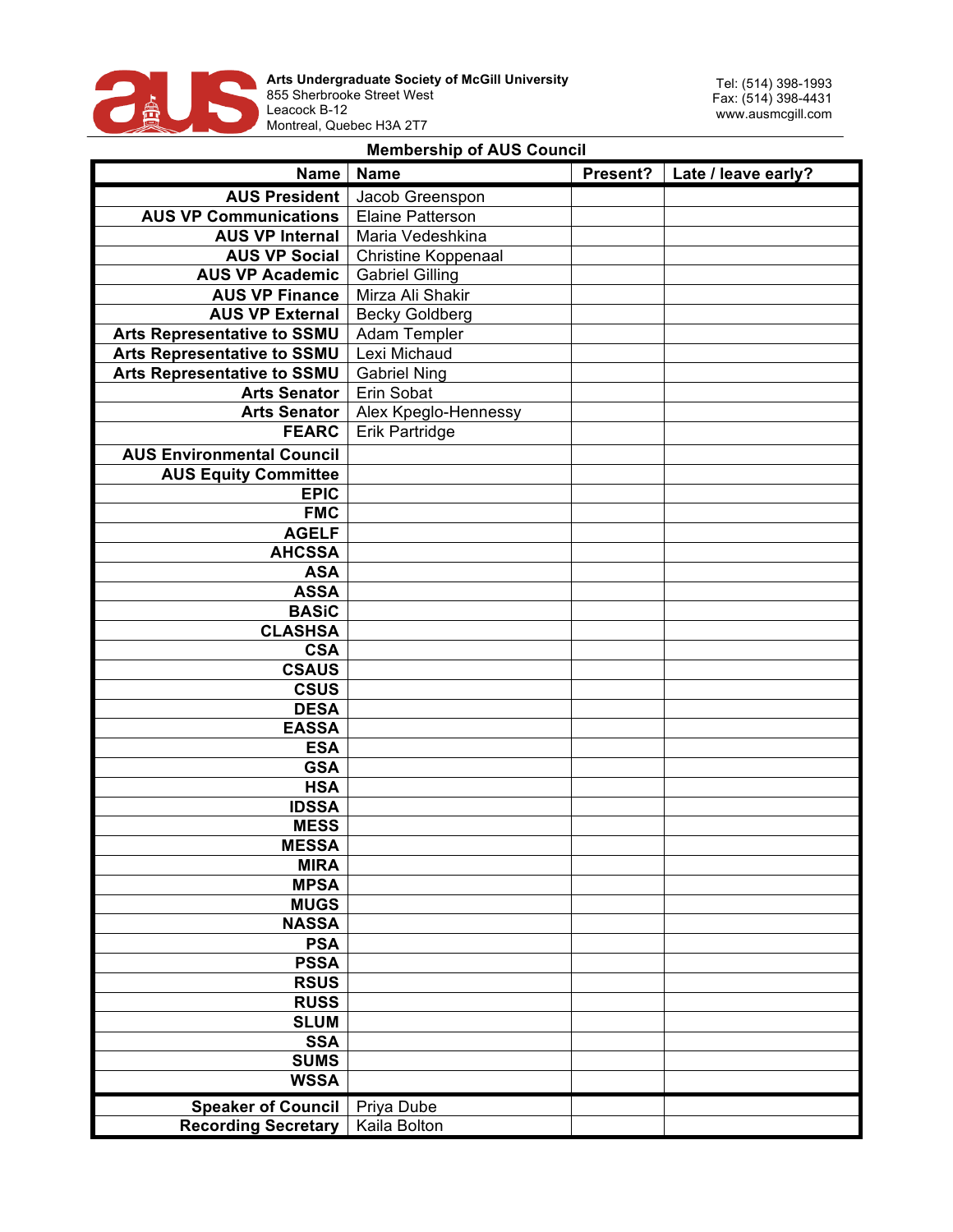**Arts Undergraduate Society of McGill University**
855 Sherbrooke Street West
Leacock B-12
Montreal, Quebec H3A 2T7

Tel: (514) 398-1993
Fax: (514) 398-4431
www.ausmcgill.com

## Membership of AUS Council

| Name | Name | Present? | Late / leave early? |
|---|---|---|---|
| **AUS President** | Jacob Greenspon | | |
| **AUS VP Communications** | Elaine Patterson | | |
| **AUS VP Internal** | Maria Vedeshkina | | |
| **AUS VP Social** | Christine Koppenaal | | |
| **AUS VP Academic** | Gabriel Gilling | | |
| **AUS VP Finance** | Mirza Ali Shakir | | |
| **AUS VP External** | Becky Goldberg | | |
| **Arts Representative to SSMU** | Adam Templer | | |
| **Arts Representative to SSMU** | Lexi Michaud | | |
| **Arts Representative to SSMU** | Gabriel Ning | | |
| **Arts Senator** | Erin Sobat | | |
| **Arts Senator** | Alex Kpeglo-Hennessy | | |
| **FEARC** | Erik Partridge | | |
| **AUS Environmental Council** | | | |
| **AUS Equity Committee** | | | |
| **EPIC** | | | |
| **FMC** | | | |
| **AGELF** | | | |
| **AHCSSA** | | | |
| **ASA** | | | |
| **ASSA** | | | |
| **BASiC** | | | |
| **CLASHSA** | | | |
| **CSA** | | | |
| **CSAUS** | | | |
| **CSUS** | | | |
| **DESA** | | | |
| **EASSA** | | | |
| **ESA** | | | |
| **GSA** | | | |
| **HSA** | | | |
| **IDSSA** | | | |
| **MESS** | | | |
| **MESSA** | | | |
| **MIRA** | | | |
| **MPSA** | | | |
| **MUGS** | | | |
| **NASSA** | | | |
| **PSA** | | | |
| **PSSA** | | | |
| **RSUS** | | | |
| **RUSS** | | | |
| **SLUM** | | | |
| **SSA** | | | |
| **SUMS** | | | |
| **WSSA** | | | |
| **Speaker of Council** | Priya Dube | | |
| **Recording Secretary** | Kaila Bolton | | |